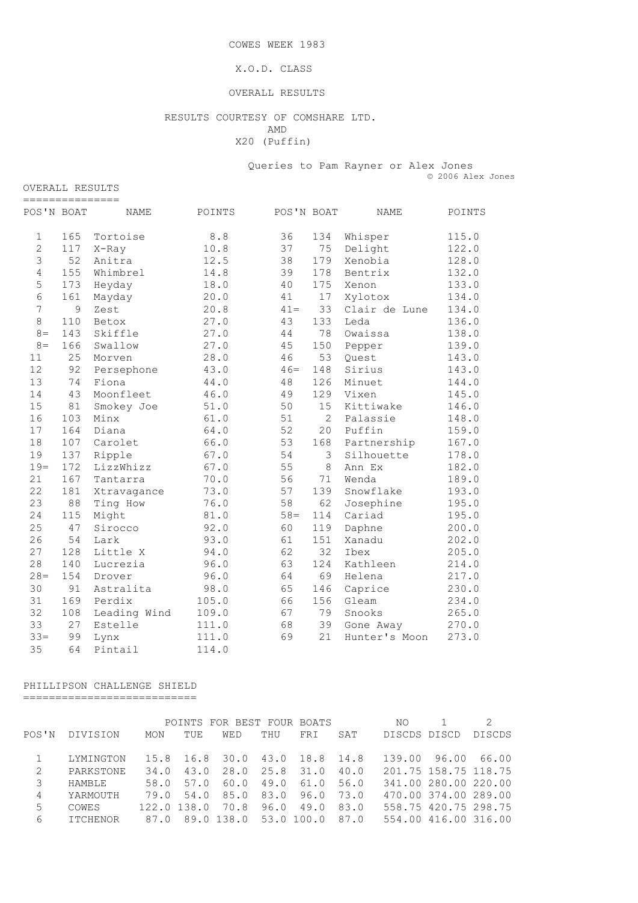# COWES WEEK 1983

## X.O.D. CLASS

## OVERALL RESULTS

RESULTS COURTESY OF COMSHARE LTD.
AMD
X20 (Puffin)

Queries to Pam Rayner or Alex Jones
© 2006 Alex Jones

## OVERALL RESULTS

| POS'N | BOAT | NAME | POINTS | POS'N | BOAT | NAME | POINTS |
|---|---|---|---|---|---|---|---|
| 1 | 165 | Tortoise | 8.8 | 36 | 134 | Whisper | 115.0 |
| 2 | 117 | X-Ray | 10.8 | 37 | 75 | Delight | 122.0 |
| 3 | 52 | Anitra | 12.5 | 38 | 179 | Xenobia | 128.0 |
| 4 | 155 | Whimbrel | 14.8 | 39 | 178 | Bentrix | 132.0 |
| 5 | 173 | Heyday | 18.0 | 40 | 175 | Xenon | 133.0 |
| 6 | 161 | Mayday | 20.0 | 41 | 17 | Xylotox | 134.0 |
| 7 | 9 | Zest | 20.8 | 41= | 33 | Clair de Lune | 134.0 |
| 8 | 110 | Betox | 27.0 | 43 | 133 | Leda | 136.0 |
| 8= | 143 | Skiffle | 27.0 | 44 | 78 | Owaissa | 138.0 |
| 8= | 166 | Swallow | 27.0 | 45 | 150 | Pepper | 139.0 |
| 11 | 25 | Morven | 28.0 | 46 | 53 | Quest | 143.0 |
| 12 | 92 | Persephone | 43.0 | 46= | 148 | Sirius | 143.0 |
| 13 | 74 | Fiona | 44.0 | 48 | 126 | Minuet | 144.0 |
| 14 | 43 | Moonfleet | 46.0 | 49 | 129 | Vixen | 145.0 |
| 15 | 81 | Smokey Joe | 51.0 | 50 | 15 | Kittiwake | 146.0 |
| 16 | 103 | Minx | 61.0 | 51 | 2 | Palassie | 148.0 |
| 17 | 164 | Diana | 64.0 | 52 | 20 | Puffin | 159.0 |
| 18 | 107 | Carolet | 66.0 | 53 | 168 | Partnership | 167.0 |
| 19 | 137 | Ripple | 67.0 | 54 | 3 | Silhouette | 178.0 |
| 19= | 172 | LizzWhizz | 67.0 | 55 | 8 | Ann Ex | 182.0 |
| 21 | 167 | Tantarra | 70.0 | 56 | 71 | Wenda | 189.0 |
| 22 | 181 | Xtravagance | 73.0 | 57 | 139 | Snowflake | 193.0 |
| 23 | 88 | Ting How | 76.0 | 58 | 62 | Josephine | 195.0 |
| 24 | 115 | Might | 81.0 | 58= | 114 | Cariad | 195.0 |
| 25 | 47 | Sirocco | 92.0 | 60 | 119 | Daphne | 200.0 |
| 26 | 54 | Lark | 93.0 | 61 | 151 | Xanadu | 202.0 |
| 27 | 128 | Little X | 94.0 | 62 | 32 | Ibex | 205.0 |
| 28 | 140 | Lucrezia | 96.0 | 63 | 124 | Kathleen | 214.0 |
| 28= | 154 | Drover | 96.0 | 64 | 69 | Helena | 217.0 |
| 30 | 91 | Astralita | 98.0 | 65 | 146 | Caprice | 230.0 |
| 31 | 169 | Perdix | 105.0 | 66 | 156 | Gleam | 234.0 |
| 32 | 108 | Leading Wind | 109.0 | 67 | 79 | Snooks | 265.0 |
| 33 | 27 | Estelle | 111.0 | 68 | 39 | Gone Away | 270.0 |
| 33= | 99 | Lynx | 111.0 | 69 | 21 | Hunter's Moon | 273.0 |
| 35 | 64 | Pintail | 114.0 | | | | |

## PHILLIPSON CHALLENGE SHIELD

| POS'N | DIVISION | POINTS FOR BEST FOUR BOATS MON | TUE | WED | THU | FRI | SAT | NO DISCDS | 1 DISCD | 2 DISCDS |
|---|---|---|---|---|---|---|---|---|---|---|
| 1 | LYMINGTON | 15.8 | 16.8 | 30.0 | 43.0 | 18.8 | 14.8 | 139.00 | 96.00 | 66.00 |
| 2 | PARKSTONE | 34.0 | 43.0 | 28.0 | 25.8 | 31.0 | 40.0 | 201.75 | 158.75 | 118.75 |
| 3 | HAMBLE | 58.0 | 57.0 | 60.0 | 49.0 | 61.0 | 56.0 | 341.00 | 280.00 | 220.00 |
| 4 | YARMOUTH | 79.0 | 54.0 | 85.0 | 83.0 | 96.0 | 73.0 | 470.00 | 374.00 | 289.00 |
| 5 | COWES | 122.0 | 138.0 | 70.8 | 96.0 | 49.0 | 83.0 | 558.75 | 420.75 | 298.75 |
| 6 | ITCHENOR | 87.0 | 89.0 | 138.0 | 53.0 | 100.0 | 87.0 | 554.00 | 416.00 | 316.00 |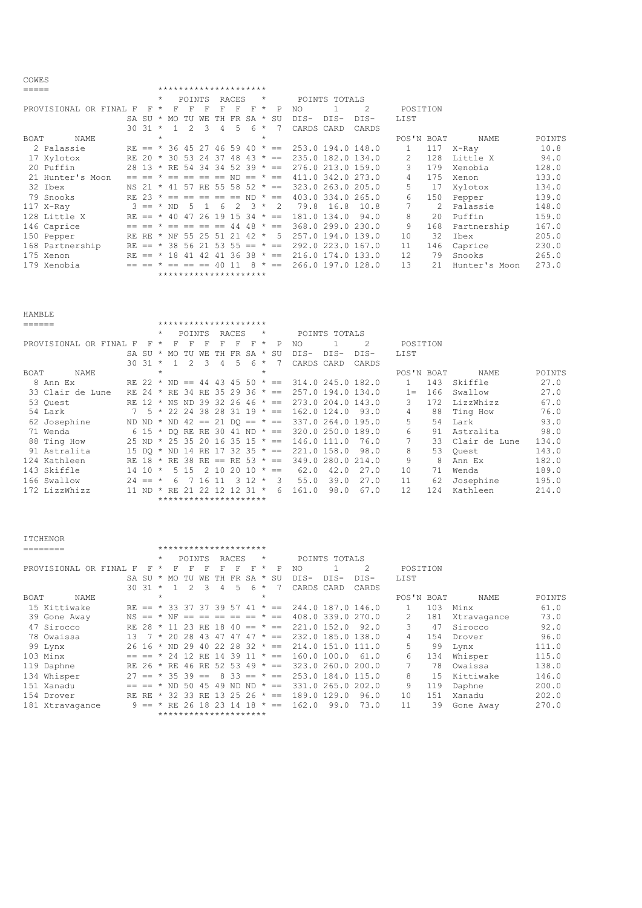## COWES

PROVISIONAL OR FINAL

| BOAT | NAME | F SA 30 | F SU 31 | F MO 1 | F TU 2 | F WE 3 | F TH 4 | F FR 5 | F SA 6 | P SU 7 | NO DIS- CARDS | 1 DIS- CARD | 2 DIS- CARDS |
|---|---|---|---|---|---|---|---|---|---|---|---|---|---|
| 2 | Palassie | RE | == | 36 | 45 | 27 | 46 | 59 | 40 | == | 253.0 | 194.0 | 148.0 |
| 17 | Xylotox | RE | 20 | 30 | 53 | 24 | 37 | 48 | 43 | == | 235.0 | 182.0 | 134.0 |
| 20 | Puffin | 28 | 13 | RE | 54 | 34 | 34 | 52 | 39 | == | 276.0 | 213.0 | 159.0 |
| 21 | Hunter's Moon | == | == | == | == | == | == | ND | == | == | 411.0 | 342.0 | 273.0 |
| 32 | Ibex | NS | 21 | 41 | 57 | RE | 55 | 58 | 52 | == | 323.0 | 263.0 | 205.0 |
| 79 | Snooks | RE | 23 | == | == | == | == | == | ND | == | 403.0 | 334.0 | 265.0 |
| 117 | X-Ray | 3 | == | ND | 5 | 1 | 6 | 2 | 3 | 2 | 79.8 | 16.8 | 10.8 |
| 128 | Little X | RE | == | 40 | 47 | 26 | 19 | 15 | 34 | == | 181.0 | 134.0 | 94.0 |
| 146 | Caprice | == | == | == | == | == | 44 | 48 | == | == | 368.0 | 299.0 | 230.0 |
| 150 | Pepper | RE | RE | NF | 55 | 25 | 51 | 21 | 42 | 5 | 257.0 | 194.0 | 139.0 |
| 168 | Partnership | RE | == | 38 | 56 | 21 | 53 | 55 | == | == | 292.0 | 223.0 | 167.0 |
| 175 | Xenon | RE | == | 18 | 41 | 42 | 41 | 36 | 38 | == | 216.0 | 174.0 | 133.0 |
| 179 | Xenobia | == | == | == | == | == | 40 | 11 | 8 | == | 266.0 | 197.0 | 128.0 |

POSITION LIST

| POS'N | BOAT | NAME | POINTS |
|---|---|---|---|
| 1 | 117 | X-Ray | 10.8 |
| 2 | 128 | Little X | 94.0 |
| 3 | 179 | Xenobia | 128.0 |
| 4 | 175 | Xenon | 133.0 |
| 5 | 17 | Xylotox | 134.0 |
| 6 | 150 | Pepper | 139.0 |
| 7 | 2 | Palassie | 148.0 |
| 8 | 20 | Puffin | 159.0 |
| 9 | 168 | Partnership | 167.0 |
| 10 | 32 | Ibex | 205.0 |
| 11 | 146 | Caprice | 230.0 |
| 12 | 79 | Snooks | 265.0 |
| 13 | 21 | Hunter's Moon | 273.0 |

## HAMBLE

PROVISIONAL OR FINAL

| BOAT | NAME | F SA 30 | F SU 31 | F MO 1 | F TU 2 | F WE 3 | F TH 4 | F FR 5 | F SA 6 | P SU 7 | NO DIS- CARDS | 1 DIS- CARD | 2 DIS- CARDS |
|---|---|---|---|---|---|---|---|---|---|---|---|---|---|
| 8 | Ann Ex | RE | 22 | ND | == | 44 | 43 | 45 | 50 | == | 314.0 | 245.0 | 182.0 |
| 33 | Clair de Lune | RE | 24 | RE | 34 | RE | 35 | 29 | 36 | == | 257.0 | 194.0 | 134.0 |
| 53 | Quest | RE | 12 | NS | ND | 39 | 32 | 26 | 46 | == | 273.0 | 204.0 | 143.0 |
| 54 | Lark | 7 | 5 | 22 | 24 | 38 | 28 | 31 | 19 | == | 162.0 | 124.0 | 93.0 |
| 62 | Josephine | ND | ND | ND | 42 | == | 21 | DQ | == | == | 337.0 | 264.0 | 195.0 |
| 71 | Wenda | 6 | 15 | DQ | RE | RE | 30 | 41 | ND | == | 320.0 | 250.0 | 189.0 |
| 88 | Ting How | 25 | ND | 25 | 35 | 20 | 16 | 35 | 15 | == | 146.0 | 111.0 | 76.0 |
| 91 | Astralita | 15 | DQ | ND | 14 | RE | 17 | 32 | 35 | == | 221.0 | 158.0 | 98.0 |
| 124 | Kathleen | RE | 18 | RE | 38 | RE | == | RE | 53 | == | 349.0 | 280.0 | 214.0 |
| 143 | Skiffle | 14 | 10 | 5 | 15 | 2 | 10 | 20 | 10 | == | 62.0 | 42.0 | 27.0 |
| 166 | Swallow | 24 | == | 6 | 7 | 16 | 11 | 3 | 12 | 3 | 55.0 | 39.0 | 27.0 |
| 172 | LizzWhizz | 11 | ND | RE | 21 | 22 | 12 | 12 | 31 | 6 | 161.0 | 98.0 | 67.0 |

POSITION LIST

| POS'N | BOAT | NAME | POINTS |
|---|---|---|---|
| 1 | 143 | Skiffle | 27.0 |
| 1= | 166 | Swallow | 27.0 |
| 3 | 172 | LizzWhizz | 67.0 |
| 4 | 88 | Ting How | 76.0 |
| 5 | 54 | Lark | 93.0 |
| 6 | 91 | Astralita | 98.0 |
| 7 | 33 | Clair de Lune | 134.0 |
| 8 | 53 | Quest | 143.0 |
| 9 | 8 | Ann Ex | 182.0 |
| 10 | 71 | Wenda | 189.0 |
| 11 | 62 | Josephine | 195.0 |
| 12 | 124 | Kathleen | 214.0 |

## ITCHENOR

PROVISIONAL OR FINAL

| BOAT | NAME | F SA 30 | F SU 31 | F MO 1 | F TU 2 | F WE 3 | F TH 4 | F FR 5 | F SA 6 | P SU 7 | NO DIS- CARDS | 1 DIS- CARD | 2 DIS- CARDS |
|---|---|---|---|---|---|---|---|---|---|---|---|---|---|
| 15 | Kittiwake | RE | == | 33 | 37 | 37 | 39 | 57 | 41 | == | 244.0 | 187.0 | 146.0 |
| 39 | Gone Away | NS | == | NF | == | == | == | == | == | == | 408.0 | 339.0 | 270.0 |
| 47 | Sirocco | RE | 28 | 11 | 23 | RE | 18 | 40 | == | == | 221.0 | 152.0 | 92.0 |
| 78 | Owaissa | 13 | 7 | 20 | 28 | 43 | 47 | 47 | 47 | == | 232.0 | 185.0 | 138.0 |
| 99 | Lynx | 26 | 16 | ND | 29 | 40 | 22 | 28 | 32 | == | 214.0 | 151.0 | 111.0 |
| 103 | Minx | == | == | 24 | 12 | RE | 14 | 39 | 11 | == | 160.0 | 100.0 | 61.0 |
| 119 | Daphne | RE | 26 | RE | 46 | RE | 52 | 53 | 49 | == | 323.0 | 260.0 | 200.0 |
| 134 | Whisper | 27 | == | 35 | 39 | == | 8 | 33 | == | == | 253.0 | 184.0 | 115.0 |
| 151 | Xanadu | == | == | ND | 50 | 45 | 49 | ND | ND | == | 331.0 | 265.0 | 202.0 |
| 154 | Drover | RE | RE | 32 | 33 | RE | 13 | 25 | 26 | == | 189.0 | 129.0 | 96.0 |
| 181 | Xtravagance | 9 | == | RE | 26 | 18 | 23 | 14 | 18 | == | 162.0 | 99.0 | 73.0 |

POSITION LIST

| POS'N | BOAT | NAME | POINTS |
|---|---|---|---|
| 1 | 103 | Minx | 61.0 |
| 2 | 181 | Xtravagance | 73.0 |
| 3 | 47 | Sirocco | 92.0 |
| 4 | 154 | Drover | 96.0 |
| 5 | 99 | Lynx | 111.0 |
| 6 | 134 | Whisper | 115.0 |
| 7 | 78 | Owaissa | 138.0 |
| 8 | 15 | Kittiwake | 146.0 |
| 9 | 119 | Daphne | 200.0 |
| 10 | 151 | Xanadu | 202.0 |
| 11 | 39 | Gone Away | 270.0 |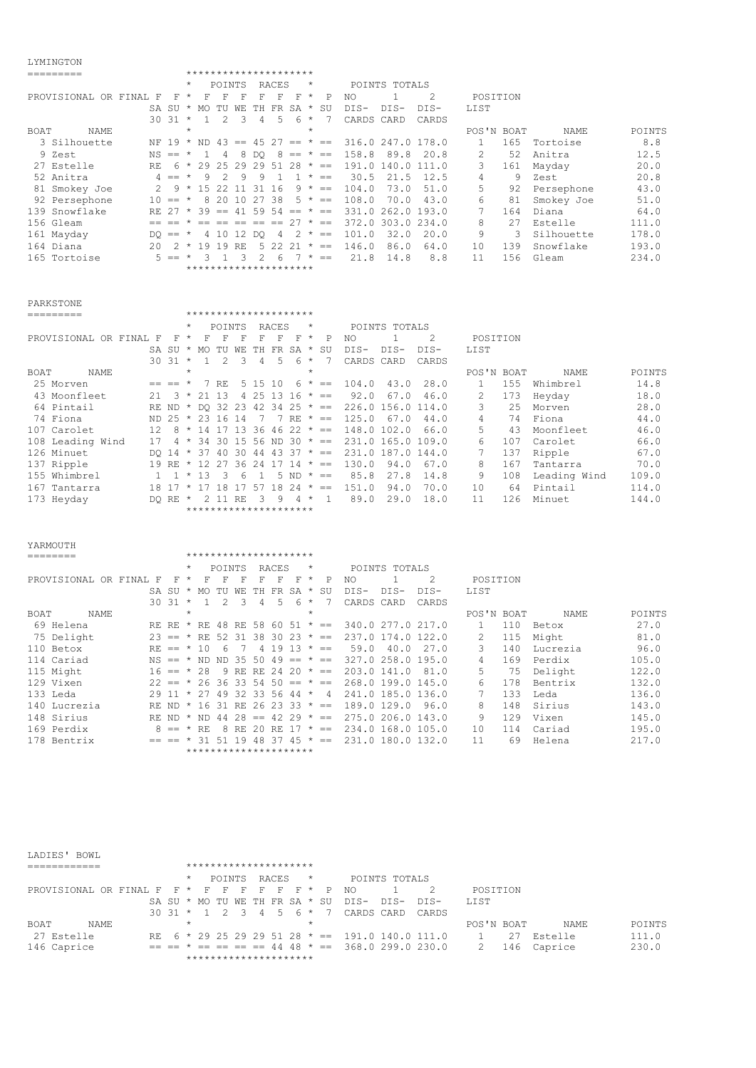## LYMINGTON

PROVISIONAL OR FINAL — POINTS RACES / POINTS TOTALS / POSITION LIST

| BOAT | NAME | F SA 30 | F SU 31 | F MO 1 | F TU 2 | F WE 3 | F TH 4 | F FR 5 | F SA 6 | P SU 7 | NO DIS-CARDS | 1 DIS-CARD | 2 DIS-CARDS | POS'N | BOAT | NAME | POINTS |
|---|---|---|---|---|---|---|---|---|---|---|---|---|---|---|---|---|---|
| 3 | Silhouette | NF | 19 | ND | 43 | == | 45 | 27 | == | == | 316.0 | 247.0 | 178.0 | 1 | 165 | Tortoise | 8.8 |
| 9 | Zest | NS | == | 1 | 4 | 8 | DQ | 8 | == | == | 158.8 | 89.8 | 20.8 | 2 | 52 | Anitra | 12.5 |
| 27 | Estelle | RE | 6 | 29 | 25 | 29 | 29 | 51 | 28 | == | 191.0 | 140.0 | 111.0 | 3 | 161 | Mayday | 20.0 |
| 52 | Anitra | 4 | == | 9 | 2 | 9 | 9 | 1 | 1 | == | 30.5 | 21.5 | 12.5 | 4 | 9 | Zest | 20.8 |
| 81 | Smokey Joe | 2 | 9 | 15 | 22 | 11 | 31 | 16 | 9 | == | 104.0 | 73.0 | 51.0 | 5 | 92 | Persephone | 43.0 |
| 92 | Persephone | 10 | == | 8 | 20 | 10 | 27 | 38 | 5 | == | 108.0 | 70.0 | 43.0 | 6 | 81 | Smokey Joe | 51.0 |
| 139 | Snowflake | RE | 27 | 39 | == | 41 | 59 | 54 | == | == | 331.0 | 262.0 | 193.0 | 7 | 164 | Diana | 64.0 |
| 156 | Gleam | == | == | == | == | == | == | == | 27 | == | 372.0 | 303.0 | 234.0 | 8 | 27 | Estelle | 111.0 |
| 161 | Mayday | DQ | == | 4 | 10 | 12 | DQ | 4 | 2 | == | 101.0 | 32.0 | 20.0 | 9 | 3 | Silhouette | 178.0 |
| 164 | Diana | 20 | 2 | 19 | 19 | RE | 5 | 22 | 21 | == | 146.0 | 86.0 | 64.0 | 10 | 139 | Snowflake | 193.0 |
| 165 | Tortoise | 5 | == | 3 | 1 | 3 | 2 | 6 | 7 | == | 21.8 | 14.8 | 8.8 | 11 | 156 | Gleam | 234.0 |

## PARKSTONE

PROVISIONAL OR FINAL — POINTS RACES / POINTS TOTALS / POSITION LIST

| BOAT | NAME | F SA 30 | F SU 31 | F MO 1 | F TU 2 | F WE 3 | F TH 4 | F FR 5 | F SA 6 | P SU 7 | NO DIS-CARDS | 1 DIS-CARD | 2 DIS-CARDS | POS'N | BOAT | NAME | POINTS |
|---|---|---|---|---|---|---|---|---|---|---|---|---|---|---|---|---|---|
| 25 | Morven | == | == | 7 | RE | 5 | 15 | 10 | 6 | == | 104.0 | 43.0 | 28.0 | 1 | 155 | Whimbrel | 14.8 |
| 43 | Moonfleet | 21 | 3 | 21 | 13 | 4 | 25 | 13 | 16 | == | 92.0 | 67.0 | 46.0 | 2 | 173 | Heyday | 18.0 |
| 64 | Pintail | RE | ND | DQ | 32 | 23 | 42 | 34 | 25 | == | 226.0 | 156.0 | 114.0 | 3 | 25 | Morven | 28.0 |
| 74 | Fiona | ND | 25 | 23 | 16 | 14 | 7 | 7 | RE | == | 125.0 | 67.0 | 44.0 | 4 | 74 | Fiona | 44.0 |
| 107 | Carolet | 12 | 8 | 14 | 17 | 13 | 36 | 46 | 22 | == | 148.0 | 102.0 | 66.0 | 5 | 43 | Moonfleet | 46.0 |
| 108 | Leading Wind | 17 | 4 | 34 | 30 | 15 | 56 | ND | 30 | == | 231.0 | 165.0 | 109.0 | 6 | 107 | Carolet | 66.0 |
| 126 | Minuet | DQ | 14 | 37 | 40 | 30 | 44 | 43 | 37 | == | 231.0 | 187.0 | 144.0 | 7 | 137 | Ripple | 67.0 |
| 137 | Ripple | 19 | RE | 12 | 27 | 36 | 24 | 17 | 14 | == | 130.0 | 94.0 | 67.0 | 8 | 167 | Tantarra | 70.0 |
| 155 | Whimbrel | 1 | 1 | 13 | 3 | 6 | 1 | 5 | ND | == | 85.8 | 27.8 | 14.8 | 9 | 108 | Leading Wind | 109.0 |
| 167 | Tantarra | 18 | 17 | 17 | 18 | 17 | 57 | 18 | 24 | == | 151.0 | 94.0 | 70.0 | 10 | 64 | Pintail | 114.0 |
| 173 | Heyday | DQ | RE | 2 | 11 | RE | 3 | 9 | 4 | 1 | 89.0 | 29.0 | 18.0 | 11 | 126 | Minuet | 144.0 |

## YARMOUTH

PROVISIONAL OR FINAL — POINTS RACES / POINTS TOTALS / POSITION LIST

| BOAT | NAME | F SA 30 | F SU 31 | F MO 1 | F TU 2 | F WE 3 | F TH 4 | F FR 5 | F SA 6 | P SU 7 | NO DIS-CARDS | 1 DIS-CARD | 2 DIS-CARDS | POS'N | BOAT | NAME | POINTS |
|---|---|---|---|---|---|---|---|---|---|---|---|---|---|---|---|---|---|
| 69 | Helena | RE | RE | RE | 48 | RE | 58 | 60 | 51 | == | 340.0 | 277.0 | 217.0 | 1 | 110 | Betox | 27.0 |
| 75 | Delight | 23 | == | RE | 52 | 31 | 38 | 30 | 23 | == | 237.0 | 174.0 | 122.0 | 2 | 115 | Might | 81.0 |
| 110 | Betox | RE | == | 10 | 6 | 7 | 4 | 19 | 13 | == | 59.0 | 40.0 | 27.0 | 3 | 140 | Lucrezia | 96.0 |
| 114 | Cariad | NS | == | ND | ND | 35 | 50 | 49 | == | == | 327.0 | 258.0 | 195.0 | 4 | 169 | Perdix | 105.0 |
| 115 | Might | 16 | == | 28 | 9 | RE | RE | 24 | 20 | == | 203.0 | 141.0 | 81.0 | 5 | 75 | Delight | 122.0 |
| 129 | Vixen | 22 | == | 26 | 36 | 33 | 54 | 50 | == | == | 268.0 | 199.0 | 145.0 | 6 | 178 | Bentrix | 132.0 |
| 133 | Leda | 29 | 11 | 27 | 49 | 32 | 33 | 56 | 44 | 4 | 241.0 | 185.0 | 136.0 | 7 | 133 | Leda | 136.0 |
| 140 | Lucrezia | RE | ND | 16 | 31 | RE | 26 | 23 | 33 | == | 189.0 | 129.0 | 96.0 | 8 | 148 | Sirius | 143.0 |
| 148 | Sirius | RE | ND | ND | 44 | 28 | == | 42 | 29 | == | 275.0 | 206.0 | 143.0 | 9 | 129 | Vixen | 145.0 |
| 169 | Perdix | 8 | == | RE | 8 | RE | 20 | RE | 17 | == | 234.0 | 168.0 | 105.0 | 10 | 114 | Cariad | 195.0 |
| 178 | Bentrix | == | == | 31 | 51 | 19 | 48 | 37 | 45 | == | 231.0 | 180.0 | 132.0 | 11 | 69 | Helena | 217.0 |

## LADIES' BOWL

PROVISIONAL OR FINAL — POINTS RACES / POINTS TOTALS / POSITION LIST

| BOAT | NAME | F SA 30 | F SU 31 | F MO 1 | F TU 2 | F WE 3 | F TH 4 | F FR 5 | F SA 6 | P SU 7 | NO DIS-CARDS | 1 DIS-CARD | 2 DIS-CARDS | POS'N | BOAT | NAME | POINTS |
|---|---|---|---|---|---|---|---|---|---|---|---|---|---|---|---|---|---|
| 27 | Estelle | RE | 6 | 29 | 25 | 29 | 29 | 51 | 28 | == | 191.0 | 140.0 | 111.0 | 1 | 27 | Estelle | 111.0 |
| 146 | Caprice | == | == | == | == | == | == | 44 | 48 | == | 368.0 | 299.0 | 230.0 | 2 | 146 | Caprice | 230.0 |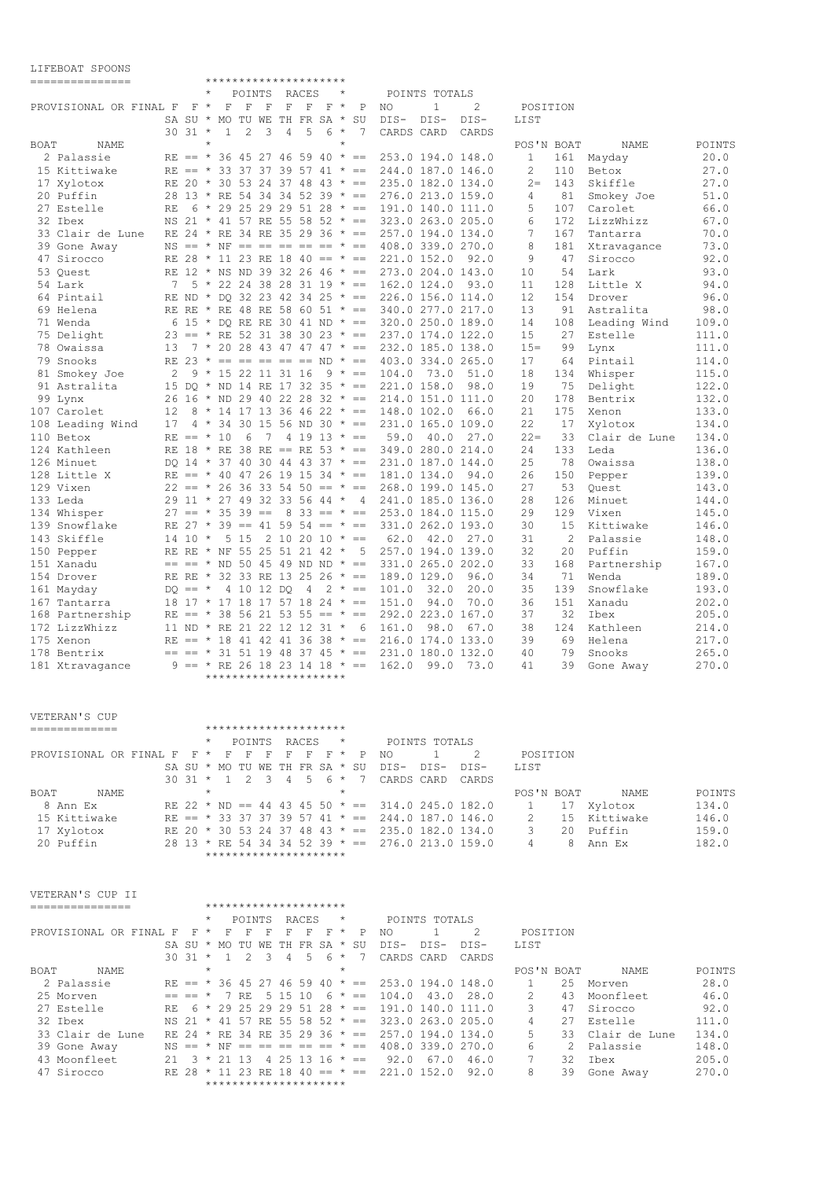## LIFEBOAT SPOONS

PROVISIONAL OR FINAL

| BOAT | NAME | F SA 30 | F SU 31 | F MO 1 | F TU 2 | F WE 3 | F TH 4 | F FR 5 | F SA 6 | P SU 7 | NO DIS-CARDS | 1 DIS-CARD | 2 DIS-CARDS |
|---|---|---|---|---|---|---|---|---|---|---|---|---|---|
| 2 | Palassie | RE | == | 36 | 45 | 27 | 46 | 59 | 40 | == | 253.0 | 194.0 | 148.0 |
| 15 | Kittiwake | RE | == | 33 | 37 | 37 | 39 | 57 | 41 | == | 244.0 | 187.0 | 146.0 |
| 17 | Xylotox | RE | 20 | 30 | 53 | 24 | 37 | 48 | 43 | == | 235.0 | 182.0 | 134.0 |
| 20 | Puffin | 28 | 13 | RE | 54 | 34 | 34 | 52 | 39 | == | 276.0 | 213.0 | 159.0 |
| 27 | Estelle | RE | 6 | 29 | 25 | 29 | 29 | 51 | 28 | == | 191.0 | 140.0 | 111.0 |
| 32 | Ibex | NS | 21 | 41 | 57 | RE | 55 | 58 | 52 | == | 323.0 | 263.0 | 205.0 |
| 33 | Clair de Lune | RE | 24 | RE | 34 | RE | 35 | 29 | 36 | == | 257.0 | 194.0 | 134.0 |
| 39 | Gone Away | NS | == | NF | == | == | == | == | == | == | 408.0 | 339.0 | 270.0 |
| 47 | Sirocco | RE | 28 | 11 | 23 | RE | 18 | 40 | == | == | 221.0 | 152.0 | 92.0 |
| 53 | Quest | RE | 12 | NS | ND | 39 | 32 | 26 | 46 | == | 273.0 | 204.0 | 143.0 |
| 54 | Lark | 7 | 5 | 22 | 24 | 38 | 28 | 31 | 19 | == | 162.0 | 124.0 | 93.0 |
| 64 | Pintail | RE | ND | DQ | 32 | 23 | 42 | 34 | 25 | == | 226.0 | 156.0 | 114.0 |
| 69 | Helena | RE | RE | RE | 48 | RE | 58 | 60 | 51 | == | 340.0 | 277.0 | 217.0 |
| 71 | Wenda | 6 | 15 | DQ | RE | RE | 30 | 41 | ND | == | 320.0 | 250.0 | 189.0 |
| 75 | Delight | 23 | == | RE | 52 | 31 | 38 | 30 | 23 | == | 237.0 | 174.0 | 122.0 |
| 78 | Owaissa | 13 | 7 | 20 | 28 | 43 | 47 | 47 | 47 | == | 232.0 | 185.0 | 138.0 |
| 79 | Snooks | RE | 23 | == | == | == | == | == | ND | == | 403.0 | 334.0 | 265.0 |
| 81 | Smokey Joe | 2 | 9 | 15 | 22 | 11 | 31 | 16 | 9 | == | 104.0 | 73.0 | 51.0 |
| 91 | Astralita | 15 | DQ | ND | 14 | RE | 17 | 32 | 35 | == | 221.0 | 158.0 | 98.0 |
| 99 | Lynx | 26 | 16 | ND | 29 | 40 | 22 | 28 | 32 | == | 214.0 | 151.0 | 111.0 |
| 107 | Carolet | 12 | 8 | 14 | 17 | 13 | 36 | 46 | 22 | == | 148.0 | 102.0 | 66.0 |
| 108 | Leading Wind | 17 | 4 | 34 | 30 | 15 | 56 | ND | 30 | == | 231.0 | 165.0 | 109.0 |
| 110 | Betox | RE | == | 10 | 6 | 7 | 4 | 19 | 13 | == | 59.0 | 40.0 | 27.0 |
| 124 | Kathleen | RE | 18 | RE | 38 | RE | == | RE | 53 | == | 349.0 | 280.0 | 214.0 |
| 126 | Minuet | DQ | 14 | 37 | 40 | 30 | 44 | 43 | 37 | == | 231.0 | 187.0 | 144.0 |
| 128 | Little X | RE | == | 40 | 47 | 26 | 19 | 15 | 34 | == | 181.0 | 134.0 | 94.0 |
| 129 | Vixen | 22 | == | 26 | 36 | 33 | 54 | 50 | == | == | 268.0 | 199.0 | 145.0 |
| 133 | Leda | 29 | 11 | 27 | 49 | 32 | 33 | 56 | 44 | 4 | 241.0 | 185.0 | 136.0 |
| 134 | Whisper | 27 | == | 35 | 39 | == | 8 | 33 | == | == | 253.0 | 184.0 | 115.0 |
| 139 | Snowflake | RE | 27 | 39 | == | 41 | 59 | 54 | == | == | 331.0 | 262.0 | 193.0 |
| 143 | Skiffle | 14 | 10 | 5 | 15 | 2 | 10 | 20 | 10 | == | 62.0 | 42.0 | 27.0 |
| 150 | Pepper | RE | RE | NF | 55 | 25 | 51 | 21 | 42 | 5 | 257.0 | 194.0 | 139.0 |
| 151 | Xanadu | == | == | ND | 50 | 45 | 49 | ND | ND | == | 331.0 | 265.0 | 202.0 |
| 154 | Drover | RE | RE | 32 | 33 | RE | 13 | 25 | 26 | == | 189.0 | 129.0 | 96.0 |
| 161 | Mayday | DQ | == | 4 | 10 | 12 | DQ | 4 | 2 | == | 101.0 | 32.0 | 20.0 |
| 167 | Tantarra | 18 | 17 | 17 | 18 | 17 | 57 | 18 | 24 | == | 151.0 | 94.0 | 70.0 |
| 168 | Partnership | RE | == | 38 | 56 | 21 | 53 | 55 | == | == | 292.0 | 223.0 | 167.0 |
| 172 | LizzWhizz | 11 | ND | RE | 21 | 22 | 12 | 12 | 31 | 6 | 161.0 | 98.0 | 67.0 |
| 175 | Xenon | RE | == | 18 | 41 | 42 | 41 | 36 | 38 | == | 216.0 | 174.0 | 133.0 |
| 178 | Bentrix | == | == | 31 | 51 | 19 | 48 | 37 | 45 | == | 231.0 | 180.0 | 132.0 |
| 181 | Xtravagance | 9 | == | RE | 26 | 18 | 23 | 14 | 18 | == | 162.0 | 99.0 | 73.0 |

POSITION LIST

| POS'N | BOAT | NAME | POINTS |
|---|---|---|---|
| 1 | 161 | Mayday | 20.0 |
| 2 | 110 | Betox | 27.0 |
| 2= | 143 | Skiffle | 27.0 |
| 4 | 81 | Smokey Joe | 51.0 |
| 5 | 107 | Carolet | 66.0 |
| 6 | 172 | LizzWhizz | 67.0 |
| 7 | 167 | Tantarra | 70.0 |
| 8 | 181 | Xtravagance | 73.0 |
| 9 | 47 | Sirocco | 92.0 |
| 10 | 54 | Lark | 93.0 |
| 11 | 128 | Little X | 94.0 |
| 12 | 154 | Drover | 96.0 |
| 13 | 91 | Astralita | 98.0 |
| 14 | 108 | Leading Wind | 109.0 |
| 15 | 27 | Estelle | 111.0 |
| 15= | 99 | Lynx | 111.0 |
| 17 | 64 | Pintail | 114.0 |
| 18 | 134 | Whisper | 115.0 |
| 19 | 75 | Delight | 122.0 |
| 20 | 178 | Bentrix | 132.0 |
| 21 | 175 | Xenon | 133.0 |
| 22 | 17 | Xylotox | 134.0 |
| 22= | 33 | Clair de Lune | 134.0 |
| 24 | 133 | Leda | 136.0 |
| 25 | 78 | Owaissa | 138.0 |
| 26 | 150 | Pepper | 139.0 |
| 27 | 53 | Quest | 143.0 |
| 28 | 126 | Minuet | 144.0 |
| 29 | 129 | Vixen | 145.0 |
| 30 | 15 | Kittiwake | 146.0 |
| 31 | 2 | Palassie | 148.0 |
| 32 | 20 | Puffin | 159.0 |
| 33 | 168 | Partnership | 167.0 |
| 34 | 71 | Wenda | 189.0 |
| 35 | 139 | Snowflake | 193.0 |
| 36 | 151 | Xanadu | 202.0 |
| 37 | 32 | Ibex | 205.0 |
| 38 | 124 | Kathleen | 214.0 |
| 39 | 69 | Helena | 217.0 |
| 40 | 79 | Snooks | 265.0 |
| 41 | 39 | Gone Away | 270.0 |

## VETERAN'S CUP

PROVISIONAL OR FINAL

| BOAT | NAME | F SA 30 | F SU 31 | F MO 1 | F TU 2 | F WE 3 | F TH 4 | F FR 5 | F SA 6 | P SU 7 | NO DIS-CARDS | 1 DIS-CARD | 2 DIS-CARDS |
|---|---|---|---|---|---|---|---|---|---|---|---|---|---|
| 8 | Ann Ex | RE | 22 | ND | == | 44 | 43 | 45 | 50 | == | 314.0 | 245.0 | 182.0 |
| 15 | Kittiwake | RE | == | 33 | 37 | 37 | 39 | 57 | 41 | == | 244.0 | 187.0 | 146.0 |
| 17 | Xylotox | RE | 20 | 30 | 53 | 24 | 37 | 48 | 43 | == | 235.0 | 182.0 | 134.0 |
| 20 | Puffin | 28 | 13 | RE | 54 | 34 | 34 | 52 | 39 | == | 276.0 | 213.0 | 159.0 |

POSITION LIST

| POS'N | BOAT | NAME | POINTS |
|---|---|---|---|
| 1 | 17 | Xylotox | 134.0 |
| 2 | 15 | Kittiwake | 146.0 |
| 3 | 20 | Puffin | 159.0 |
| 4 | 8 | Ann Ex | 182.0 |

## VETERAN'S CUP II

PROVISIONAL OR FINAL

| BOAT | NAME | F SA 30 | F SU 31 | F MO 1 | F TU 2 | F WE 3 | F TH 4 | F FR 5 | F SA 6 | P SU 7 | NO DIS-CARDS | 1 DIS-CARD | 2 DIS-CARDS |
|---|---|---|---|---|---|---|---|---|---|---|---|---|---|
| 2 | Palassie | RE | == | 36 | 45 | 27 | 46 | 59 | 40 | == | 253.0 | 194.0 | 148.0 |
| 25 | Morven | == | == | 7 | RE | 5 | 15 | 10 | 6 | == | 104.0 | 43.0 | 28.0 |
| 27 | Estelle | RE | 6 | 29 | 25 | 29 | 29 | 51 | 28 | == | 191.0 | 140.0 | 111.0 |
| 32 | Ibex | NS | 21 | 41 | 57 | RE | 55 | 58 | 52 | == | 323.0 | 263.0 | 205.0 |
| 33 | Clair de Lune | RE | 24 | RE | 34 | RE | 35 | 29 | 36 | == | 257.0 | 194.0 | 134.0 |
| 39 | Gone Away | NS | == | NF | == | == | == | == | == | == | 408.0 | 339.0 | 270.0 |
| 43 | Moonfleet | 21 | 3 | 21 | 13 | 4 | 25 | 13 | 16 | == | 92.0 | 67.0 | 46.0 |
| 47 | Sirocco | RE | 28 | 11 | 23 | RE | 18 | 40 | == | == | 221.0 | 152.0 | 92.0 |

POSITION LIST

| POS'N | BOAT | NAME | POINTS |
|---|---|---|---|
| 1 | 25 | Morven | 28.0 |
| 2 | 43 | Moonfleet | 46.0 |
| 3 | 47 | Sirocco | 92.0 |
| 4 | 27 | Estelle | 111.0 |
| 5 | 33 | Clair de Lune | 134.0 |
| 6 | 2 | Palassie | 148.0 |
| 7 | 32 | Ibex | 205.0 |
| 8 | 39 | Gone Away | 270.0 |